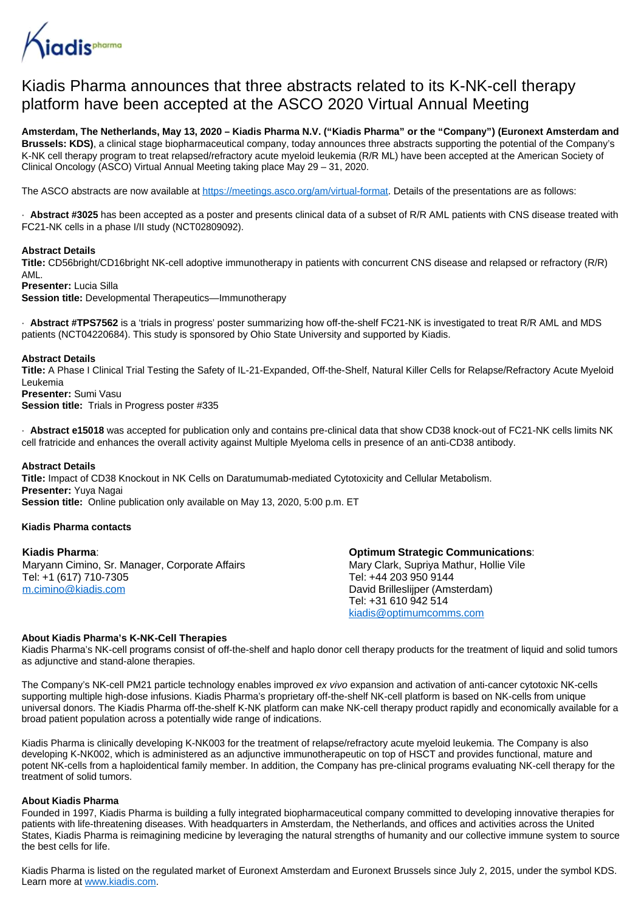# Kiadis Pharma announces that three abstracts related to its K-NK-cell therapy platform have been accepted at the ASCO 2020 Virtual Annual Meeting

**Amsterdam, The Netherlands, May 13, 2020 – Kiadis Pharma N.V. ("Kiadis Pharma" or the "Company") (Euronext Amsterdam and Brussels: KDS)**, a clinical stage biopharmaceutical company, today announces three abstracts supporting the potential of the Company's K-NK cell therapy program to treat relapsed/refractory acute myeloid leukemia (R/R ML) have been accepted at the American Society of Clinical Oncology (ASCO) Virtual Annual Meeting taking place May 29 – 31, 2020.

The ASCO abstracts are now available at https://meetings.asco.org/am/virtual-format. Details of the presentations are as follows:

- **Abstract #3025** has been accepted as a poster and presents clinical data of a subset of R/R AML patients with CNS disease treated with FC21-NK cells in a phase I/II study (NCT02809092).

**Abstract Details**
**Title:** CD56bright/CD16bright NK-cell adoptive immunotherapy in patients with concurrent CNS disease and relapsed or refractory (R/R) AML.
**Presenter:** Lucia Silla
**Session title:** Developmental Therapeutics—Immunotherapy

- **Abstract #TPS7562** is a 'trials in progress' poster summarizing how off-the-shelf FC21-NK is investigated to treat R/R AML and MDS patients (NCT04220684). This study is sponsored by Ohio State University and supported by Kiadis.

**Abstract Details**
**Title:** A Phase I Clinical Trial Testing the Safety of IL-21-Expanded, Off-the-Shelf, Natural Killer Cells for Relapse/Refractory Acute Myeloid Leukemia
**Presenter:** Sumi Vasu
**Session title:** Trials in Progress poster #335

- **Abstract e15018** was accepted for publication only and contains pre-clinical data that show CD38 knock-out of FC21-NK cells limits NK cell fratricide and enhances the overall activity against Multiple Myeloma cells in presence of an anti-CD38 antibody.

**Abstract Details**
**Title:** Impact of CD38 Knockout in NK Cells on Daratumumab-mediated Cytotoxicity and Cellular Metabolism.
**Presenter:** Yuya Nagai
**Session title:** Online publication only available on May 13, 2020, 5:00 p.m. ET

**Kiadis Pharma contacts**

**Kiadis Pharma**:
Maryann Cimino, Sr. Manager, Corporate Affairs
Tel: +1 (617) 710-7305
m.cimino@kiadis.com

**Optimum Strategic Communications**:
Mary Clark, Supriya Mathur, Hollie Vile
Tel: +44 203 950 9144
David Brilleslijper (Amsterdam)
Tel: +31 610 942 514
kiadis@optimumcomms.com

**About Kiadis Pharma's K-NK-Cell Therapies**
Kiadis Pharma's NK-cell programs consist of off-the-shelf and haplo donor cell therapy products for the treatment of liquid and solid tumors as adjunctive and stand-alone therapies.

The Company's NK-cell PM21 particle technology enables improved *ex vivo* expansion and activation of anti-cancer cytotoxic NK-cells supporting multiple high-dose infusions. Kiadis Pharma's proprietary off-the-shelf NK-cell platform is based on NK-cells from unique universal donors. The Kiadis Pharma off-the-shelf K-NK platform can make NK-cell therapy product rapidly and economically available for a broad patient population across a potentially wide range of indications.

Kiadis Pharma is clinically developing K-NK003 for the treatment of relapse/refractory acute myeloid leukemia. The Company is also developing K-NK002, which is administered as an adjunctive immunotherapeutic on top of HSCT and provides functional, mature and potent NK-cells from a haploidentical family member. In addition, the Company has pre-clinical programs evaluating NK-cell therapy for the treatment of solid tumors.

**About Kiadis Pharma**
Founded in 1997, Kiadis Pharma is building a fully integrated biopharmaceutical company committed to developing innovative therapies for patients with life-threatening diseases. With headquarters in Amsterdam, the Netherlands, and offices and activities across the United States, Kiadis Pharma is reimagining medicine by leveraging the natural strengths of humanity and our collective immune system to source the best cells for life.

Kiadis Pharma is listed on the regulated market of Euronext Amsterdam and Euronext Brussels since July 2, 2015, under the symbol KDS. Learn more at www.kiadis.com.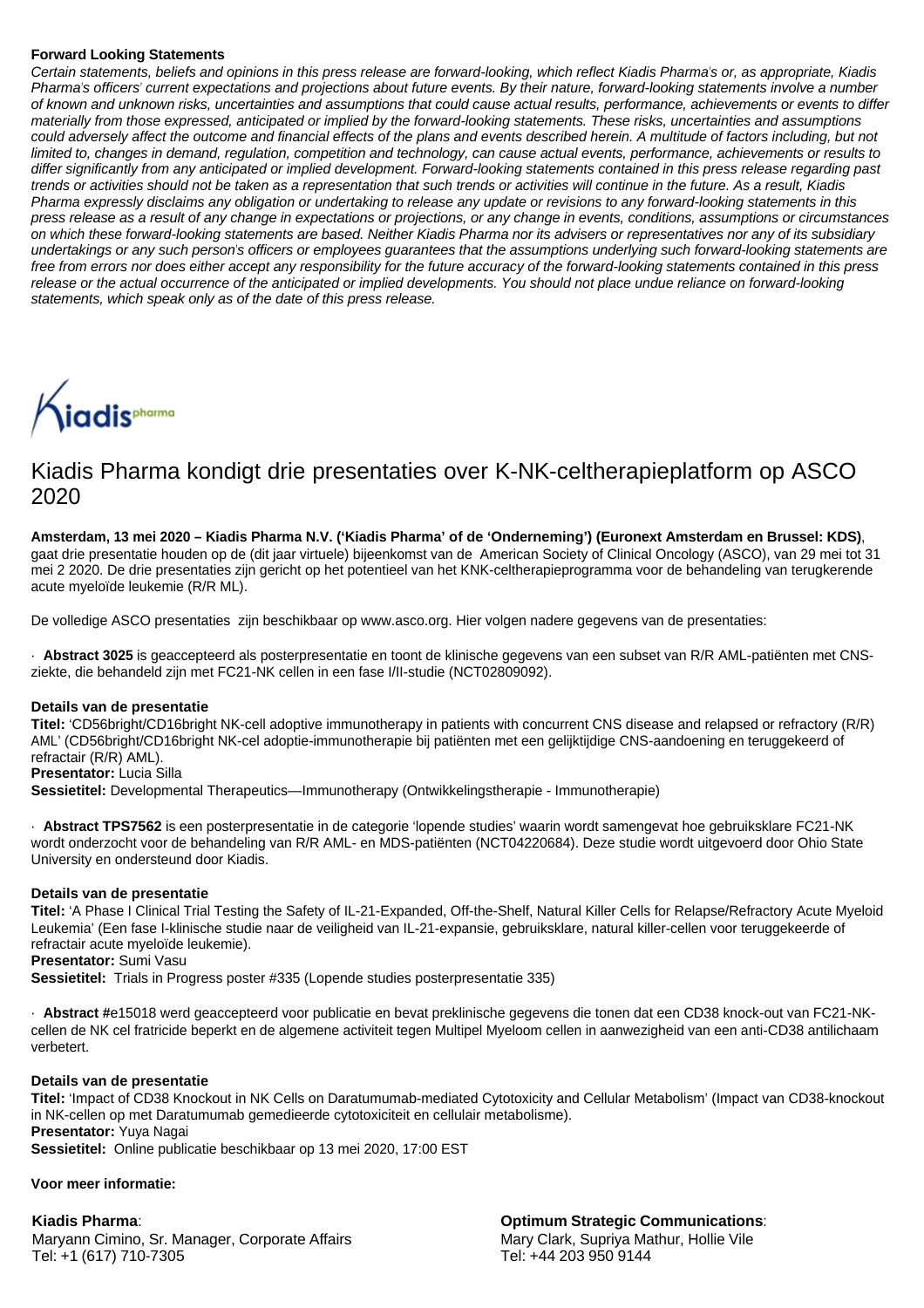**Forward Looking Statements**

*Certain statements, beliefs and opinions in this press release are forward-looking, which reflect Kiadis Pharma's or, as appropriate, Kiadis Pharma's officers' current expectations and projections about future events. By their nature, forward-looking statements involve a number of known and unknown risks, uncertainties and assumptions that could cause actual results, performance, achievements or events to differ materially from those expressed, anticipated or implied by the forward-looking statements. These risks, uncertainties and assumptions could adversely affect the outcome and financial effects of the plans and events described herein. A multitude of factors including, but not limited to, changes in demand, regulation, competition and technology, can cause actual events, performance, achievements or results to differ significantly from any anticipated or implied development. Forward-looking statements contained in this press release regarding past trends or activities should not be taken as a representation that such trends or activities will continue in the future. As a result, Kiadis Pharma expressly disclaims any obligation or undertaking to release any update or revisions to any forward-looking statements in this press release as a result of any change in expectations or projections, or any change in events, conditions, assumptions or circumstances on which these forward-looking statements are based. Neither Kiadis Pharma nor its advisers or representatives nor any of its subsidiary undertakings or any such person's officers or employees guarantees that the assumptions underlying such forward-looking statements are free from errors nor does either accept any responsibility for the future accuracy of the forward-looking statements contained in this press release or the actual occurrence of the anticipated or implied developments. You should not place undue reliance on forward-looking statements, which speak only as of the date of this press release.*

Kiadis pharma

# Kiadis Pharma kondigt drie presentaties over K-NK-celtherapieplatform op ASCO 2020

**Amsterdam, 13 mei 2020 – Kiadis Pharma N.V. ('Kiadis Pharma' of de 'Onderneming') (Euronext Amsterdam en Brussel: KDS)**, gaat drie presentatie houden op de (dit jaar virtuele) bijeenkomst van de American Society of Clinical Oncology (ASCO), van 29 mei tot 31 mei 2 2020. De drie presentaties zijn gericht op het potentieel van het KNK-celtherapieprogramma voor de behandeling van terugkerende acute myeloïde leukemie (R/R ML).

De volledige ASCO presentaties zijn beschikbaar op www.asco.org. Hier volgen nadere gegevens van de presentaties:

· **Abstract 3025** is geaccepteerd als posterpresentatie en toont de klinische gegevens van een subset van R/R AML-patiënten met CNS-ziekte, die behandeld zijn met FC21-NK cellen in een fase I/II-studie (NCT02809092).

**Details van de presentatie**
**Titel:** 'CD56bright/CD16bright NK-cell adoptive immunotherapy in patients with concurrent CNS disease and relapsed or refractory (R/R) AML' (CD56bright/CD16bright NK-cel adoptie-immunotherapie bij patiënten met een gelijktijdige CNS-aandoening en teruggekeerd of refractair (R/R) AML).
**Presentator:** Lucia Silla
**Sessietitel:** Developmental Therapeutics—Immunotherapy (Ontwikkelingstherapie - Immunotherapie)

· **Abstract TPS7562** is een posterpresentatie in de categorie 'lopende studies' waarin wordt samengevat hoe gebruiksklare FC21-NK wordt onderzocht voor de behandeling van R/R AML- en MDS-patiënten (NCT04220684). Deze studie wordt uitgevoerd door Ohio State University en ondersteund door Kiadis.

**Details van de presentatie**
**Titel:** 'A Phase I Clinical Trial Testing the Safety of IL-21-Expanded, Off-the-Shelf, Natural Killer Cells for Relapse/Refractory Acute Myeloid Leukemia' (Een fase I-klinische studie naar de veiligheid van IL-21-expansie, gebruiksklare, natural killer-cellen voor teruggekeerde of refractair acute myeloïde leukemie).
**Presentator:** Sumi Vasu
**Sessietitel:** Trials in Progress poster #335 (Lopende studies posterpresentatie 335)

· **Abstract #**e15018 werd geaccepteerd voor publicatie en bevat preklinische gegevens die tonen dat een CD38 knock-out van FC21-NK-cellen de NK cel fratricide beperkt en de algemene activiteit tegen Multipel Myeloom cellen in aanwezigheid van een anti-CD38 antilichaam verbetert.

**Details van de presentatie**
**Titel:** 'Impact of CD38 Knockout in NK Cells on Daratumumab-mediated Cytotoxicity and Cellular Metabolism' (Impact van CD38-knockout in NK-cellen op met Daratumumab gemedieerde cytotoxiciteit en cellulair metabolisme).
**Presentator:** Yuya Nagai
**Sessietitel:** Online publicatie beschikbaar op 13 mei 2020, 17:00 EST

**Voor meer informatie:**

**Kiadis Pharma**:
Maryann Cimino, Sr. Manager, Corporate Affairs
Tel: +1 (617) 710-7305

**Optimum Strategic Communications**:
Mary Clark, Supriya Mathur, Hollie Vile
Tel: +44 203 950 9144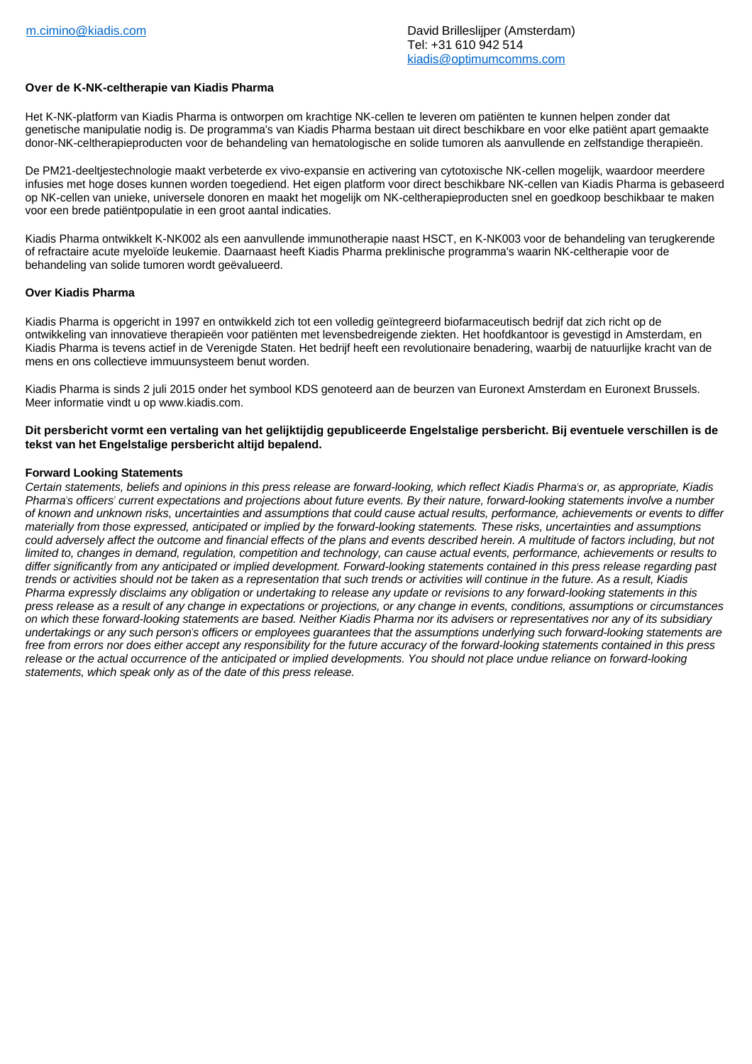m.cimino@kiadis.com

David Brilleslijper (Amsterdam)
Tel: +31 610 942 514
kiadis@optimumcomms.com

**Over de K-NK-celtherapie van Kiadis Pharma**

Het K-NK-platform van Kiadis Pharma is ontworpen om krachtige NK-cellen te leveren om patiënten te kunnen helpen zonder dat genetische manipulatie nodig is. De programma's van Kiadis Pharma bestaan uit direct beschikbare en voor elke patiënt apart gemaakte donor-NK-celtherapieproducten voor de behandeling van hematologische en solide tumoren als aanvullende en zelfstandige therapieën.

De PM21-deeltjestechnologie maakt verbeterde ex vivo-expansie en activering van cytotoxische NK-cellen mogelijk, waardoor meerdere infusies met hoge doses kunnen worden toegediend. Het eigen platform voor direct beschikbare NK-cellen van Kiadis Pharma is gebaseerd op NK-cellen van unieke, universele donoren en maakt het mogelijk om NK-celtherapieproducten snel en goedkoop beschikbaar te maken voor een brede patiëntpopulatie in een groot aantal indicaties.

Kiadis Pharma ontwikkelt K-NK002 als een aanvullende immunotherapie naast HSCT, en K-NK003 voor de behandeling van terugkerende of refractaire acute myeloïde leukemie. Daarnaast heeft Kiadis Pharma preklinische programma's waarin NK-celtherapie voor de behandeling van solide tumoren wordt geëvalueerd.

**Over Kiadis Pharma**

Kiadis Pharma is opgericht in 1997 en ontwikkeld zich tot een volledig geïntegreerd biofarmaceutisch bedrijf dat zich richt op de ontwikkeling van innovatieve therapieën voor patiënten met levensbedreigende ziekten. Het hoofdkantoor is gevestigd in Amsterdam, en Kiadis Pharma is tevens actief in de Verenigde Staten. Het bedrijf heeft een revolutionaire benadering, waarbij de natuurlijke kracht van de mens en ons collectieve immuunsysteem benut worden.

Kiadis Pharma is sinds 2 juli 2015 onder het symbool KDS genoteerd aan de beurzen van Euronext Amsterdam en Euronext Brussels. Meer informatie vindt u op www.kiadis.com.

**Dit persbericht vormt een vertaling van het gelijktijdig gepubliceerde Engelstalige persbericht. Bij eventuele verschillen is de tekst van het Engelstalige persbericht altijd bepalend.**

**Forward Looking Statements**

*Certain statements, beliefs and opinions in this press release are forward-looking, which reflect Kiadis Pharma's or, as appropriate, Kiadis Pharma's officers' current expectations and projections about future events. By their nature, forward-looking statements involve a number of known and unknown risks, uncertainties and assumptions that could cause actual results, performance, achievements or events to differ materially from those expressed, anticipated or implied by the forward-looking statements. These risks, uncertainties and assumptions could adversely affect the outcome and financial effects of the plans and events described herein. A multitude of factors including, but not limited to, changes in demand, regulation, competition and technology, can cause actual events, performance, achievements or results to differ significantly from any anticipated or implied development. Forward-looking statements contained in this press release regarding past trends or activities should not be taken as a representation that such trends or activities will continue in the future. As a result, Kiadis Pharma expressly disclaims any obligation or undertaking to release any update or revisions to any forward-looking statements in this press release as a result of any change in expectations or projections, or any change in events, conditions, assumptions or circumstances on which these forward-looking statements are based. Neither Kiadis Pharma nor its advisers or representatives nor any of its subsidiary undertakings or any such person's officers or employees guarantees that the assumptions underlying such forward-looking statements are free from errors nor does either accept any responsibility for the future accuracy of the forward-looking statements contained in this press release or the actual occurrence of the anticipated or implied developments. You should not place undue reliance on forward-looking statements, which speak only as of the date of this press release.*